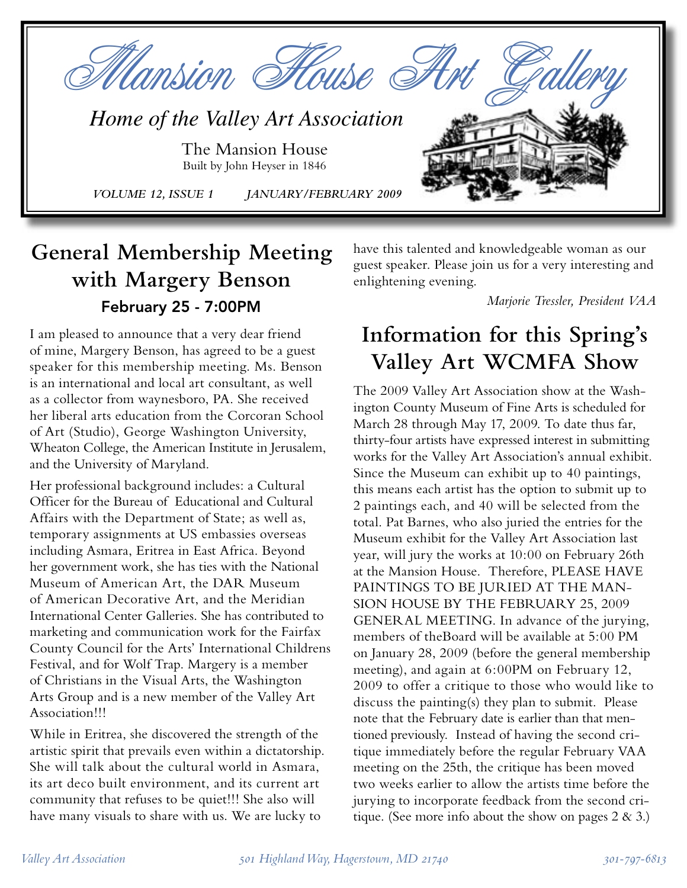# Mansion House Art Gallery

*Home of the Valley Art Association*

The Mansion House
Built by John Heyser in 1846

*VOLUME 12, ISSUE 1 JANUARY/FEBRUARY 2009*

## General Membership Meeting with Margery Benson

### February 25 - 7:00PM

I am pleased to announce that a very dear friend of mine, Margery Benson, has agreed to be a guest speaker for this membership meeting. Ms. Benson is an international and local art consultant, as well as a collector from waynesboro, PA. She received her liberal arts education from the Corcoran School of Art (Studio), George Washington University, Wheaton College, the American Institute in Jerusalem, and the University of Maryland.

Her professional background includes: a Cultural Officer for the Bureau of Educational and Cultural Affairs with the Department of State; as well as, temporary assignments at US embassies overseas including Asmara, Eritrea in East Africa. Beyond her government work, she has ties with the National Museum of American Art, the DAR Museum of American Decorative Art, and the Meridian International Center Galleries. She has contributed to marketing and communication work for the Fairfax County Council for the Arts' International Childrens Festival, and for Wolf Trap. Margery is a member of Christians in the Visual Arts, the Washington Arts Group and is a new member of the Valley Art Association!!!

While in Eritrea, she discovered the strength of the artistic spirit that prevails even within a dictatorship. She will talk about the cultural world in Asmara, its art deco built environment, and its current art community that refuses to be quiet!!! She also will have many visuals to share with us. We are lucky to have this talented and knowledgeable woman as our guest speaker. Please join us for a very interesting and enlightening evening.

*Marjorie Tressler, President VAA*

## Information for this Spring's Valley Art WCMFA Show

The 2009 Valley Art Association show at the Washington County Museum of Fine Arts is scheduled for March 28 through May 17, 2009. To date thus far, thirty-four artists have expressed interest in submitting works for the Valley Art Association's annual exhibit. Since the Museum can exhibit up to 40 paintings, this means each artist has the option to submit up to 2 paintings each, and 40 will be selected from the total. Pat Barnes, who also juried the entries for the Museum exhibit for the Valley Art Association last year, will jury the works at 10:00 on February 26th at the Mansion House. Therefore, PLEASE HAVE PAINTINGS TO BE JURIED AT THE MANSION HOUSE BY THE FEBRUARY 25, 2009 GENERAL MEETING. In advance of the jurying, members of theBoard will be available at 5:00 PM on January 28, 2009 (before the general membership meeting), and again at 6:00PM on February 12, 2009 to offer a critique to those who would like to discuss the painting(s) they plan to submit. Please note that the February date is earlier than that mentioned previously. Instead of having the second critique immediately before the regular February VAA meeting on the 25th, the critique has been moved two weeks earlier to allow the artists time before the jurying to incorporate feedback from the second critique. (See more info about the show on pages 2 & 3.)

*Valley Art Association 501 Highland Way, Hagerstown, MD 21740 301-797-6813*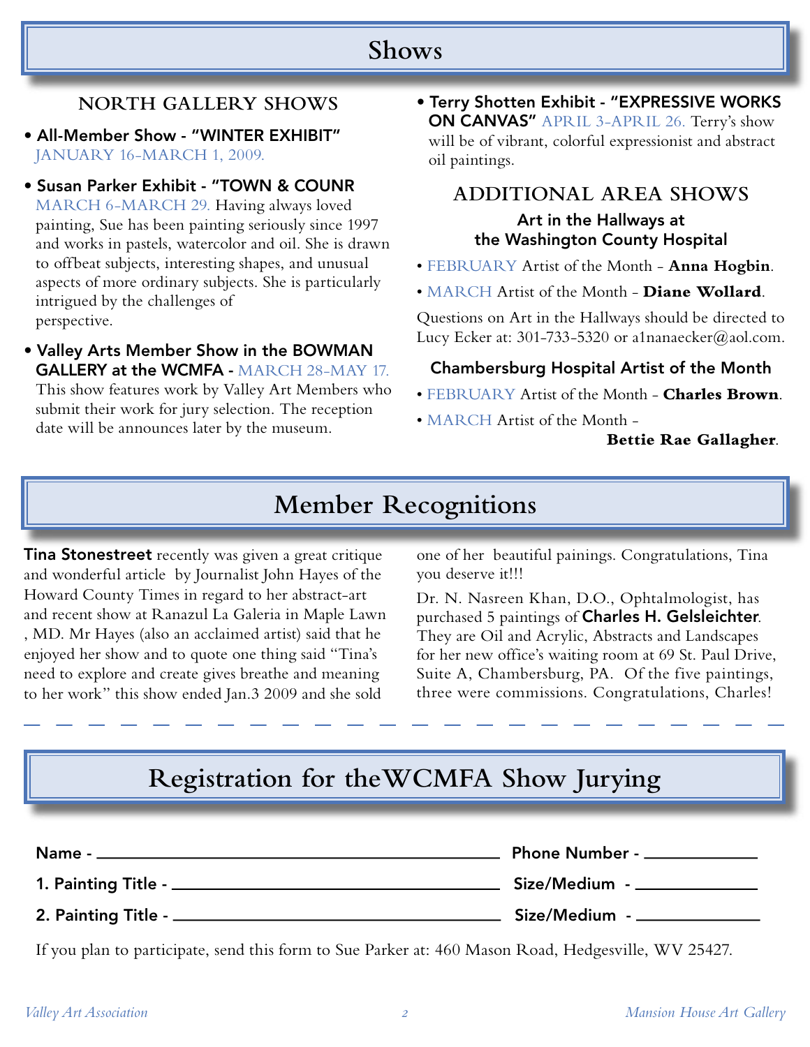# Shows

## NORTH GALLERY SHOWS

- **All-Member Show - "WINTER EXHIBIT"** JANUARY 16-MARCH 1, 2009.
- **Susan Parker Exhibit - "TOWN & COUNR** MARCH 6-MARCH 29. Having always loved painting, Sue has been painting seriously since 1997 and works in pastels, watercolor and oil. She is drawn to offbeat subjects, interesting shapes, and unusual aspects of more ordinary subjects. She is particularly intrigued by the challenges of perspective.
- **Valley Arts Member Show in the BOWMAN GALLERY at the WCMFA -** MARCH 28-MAY 17. This show features work by Valley Art Members who submit their work for jury selection. The reception date will be announces later by the museum.
- **Terry Shotten Exhibit - "EXPRESSIVE WORKS ON CANVAS"** APRIL 3-APRIL 26. Terry's show will be of vibrant, colorful expressionist and abstract oil paintings.

## ADDITIONAL AREA SHOWS

### Art in the Hallways at the Washington County Hospital

- FEBRUARY Artist of the Month - **Anna Hogbin**.
- MARCH Artist of the Month - **Diane Wollard**.

Questions on Art in the Hallways should be directed to Lucy Ecker at: 301-733-5320 or a1nanaecker@aol.com.

### Chambersburg Hospital Artist of the Month

- FEBRUARY Artist of the Month - **Charles Brown**.
- MARCH Artist of the Month - **Bettie Rae Gallagher**.

# Member Recognitions

**Tina Stonestreet** recently was given a great critique and wonderful article by Journalist John Hayes of the Howard County Times in regard to her abstract-art and recent show at Ranazul La Galeria in Maple Lawn , MD. Mr Hayes (also an acclaimed artist) said that he enjoyed her show and to quote one thing said "Tina's need to explore and create gives breathe and meaning to her work" this show ended Jan.3 2009 and she sold one of her beautiful painings. Congratulations, Tina you deserve it!!!

Dr. N. Nasreen Khan, D.O., Ophtalmologist, has purchased 5 paintings of **Charles H. Gelsleichter**. They are Oil and Acrylic, Abstracts and Landscapes for her new office's waiting room at 69 St. Paul Drive, Suite A, Chambersburg, PA. Of the five paintings, three were commissions. Congratulations, Charles!

# Registration for theWCMFA Show Jurying

**Name -** ____________________ **Phone Number -** ____________

**1. Painting Title -** ____________________ **Size/Medium -** ____________

**2. Painting Title -** ____________________ **Size/Medium -** ____________

If you plan to participate, send this form to Sue Parker at: 460 Mason Road, Hedgesville, WV 25427.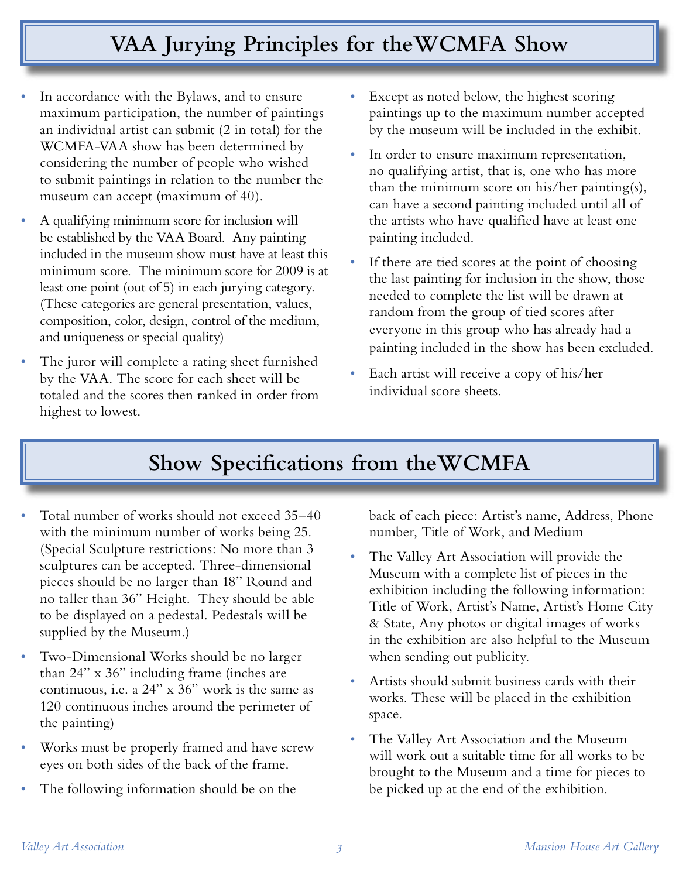## VAA Jurying Principles for the WCMFA Show

- In accordance with the Bylaws, and to ensure maximum participation, the number of paintings an individual artist can submit (2 in total) for the WCMFA-VAA show has been determined by considering the number of people who wished to submit paintings in relation to the number the museum can accept (maximum of 40).
- A qualifying minimum score for inclusion will be established by the VAA Board. Any painting included in the museum show must have at least this minimum score. The minimum score for 2009 is at least one point (out of 5) in each jurying category. (These categories are general presentation, values, composition, color, design, control of the medium, and uniqueness or special quality)
- The juror will complete a rating sheet furnished by the VAA. The score for each sheet will be totaled and the scores then ranked in order from highest to lowest.
- Except as noted below, the highest scoring paintings up to the maximum number accepted by the museum will be included in the exhibit.
- In order to ensure maximum representation, no qualifying artist, that is, one who has more than the minimum score on his/her painting(s), can have a second painting included until all of the artists who have qualified have at least one painting included.
- If there are tied scores at the point of choosing the last painting for inclusion in the show, those needed to complete the list will be drawn at random from the group of tied scores after everyone in this group who has already had a painting included in the show has been excluded.
- Each artist will receive a copy of his/her individual score sheets.

## Show Specifications from the WCMFA

- Total number of works should not exceed 35–40 with the minimum number of works being 25. (Special Sculpture restrictions: No more than 3 sculptures can be accepted. Three-dimensional pieces should be no larger than 18" Round and no taller than 36" Height. They should be able to be displayed on a pedestal. Pedestals will be supplied by the Museum.)
- Two-Dimensional Works should be no larger than 24" x 36" including frame (inches are continuous, i.e. a 24" x 36" work is the same as 120 continuous inches around the perimeter of the painting)
- Works must be properly framed and have screw eyes on both sides of the back of the frame.
- The following information should be on the back of each piece: Artist's name, Address, Phone number, Title of Work, and Medium
- The Valley Art Association will provide the Museum with a complete list of pieces in the exhibition including the following information: Title of Work, Artist's Name, Artist's Home City & State, Any photos or digital images of works in the exhibition are also helpful to the Museum when sending out publicity.
- Artists should submit business cards with their works. These will be placed in the exhibition space.
- The Valley Art Association and the Museum will work out a suitable time for all works to be brought to the Museum and a time for pieces to be picked up at the end of the exhibition.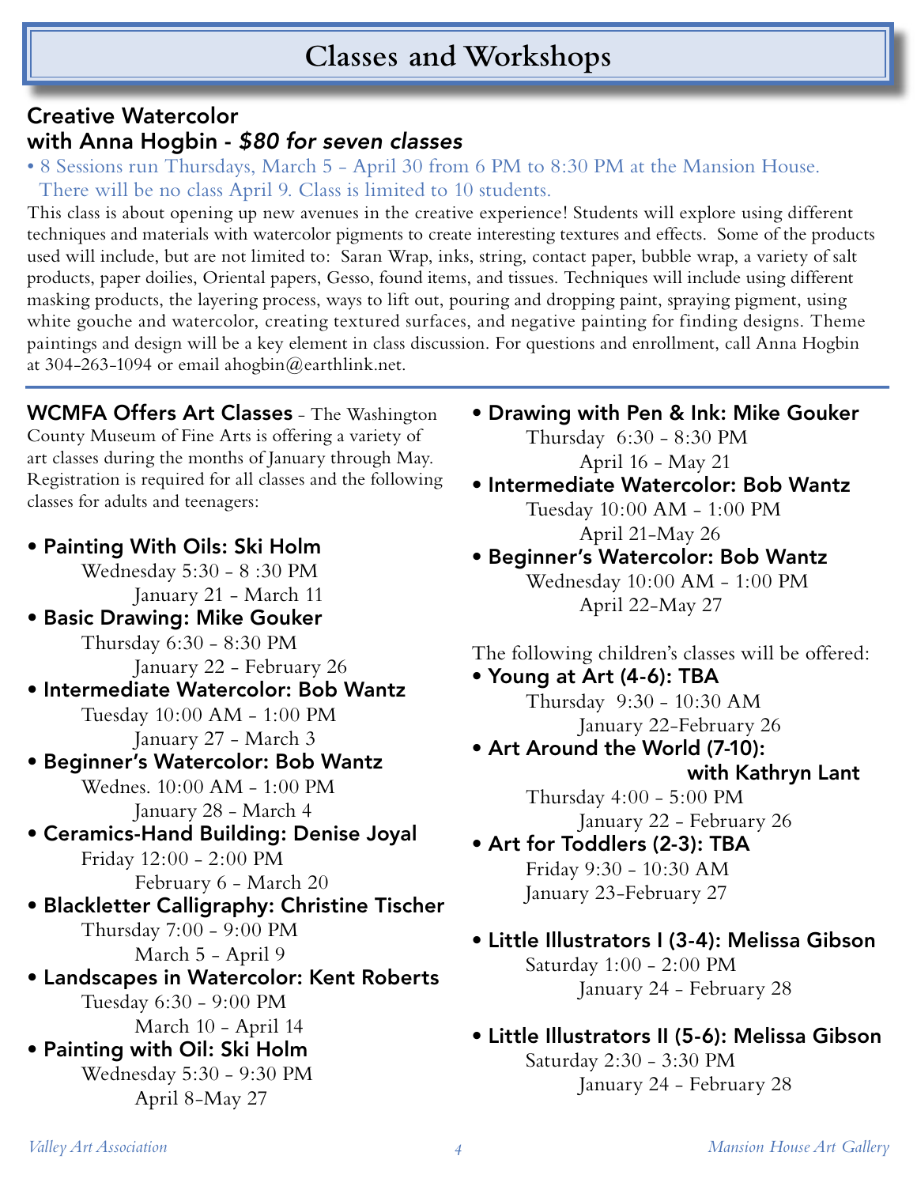# Classes and Workshops

## Creative Watercolor with Anna Hogbin - *$80 for seven classes*

- 8 Sessions run Thursdays, March 5 - April 30 from 6 PM to 8:30 PM at the Mansion House. There will be no class April 9. Class is limited to 10 students.

This class is about opening up new avenues in the creative experience! Students will explore using different techniques and materials with watercolor pigments to create interesting textures and effects. Some of the products used will include, but are not limited to: Saran Wrap, inks, string, contact paper, bubble wrap, a variety of salt products, paper doilies, Oriental papers, Gesso, found items, and tissues. Techniques will include using different masking products, the layering process, ways to lift out, pouring and dropping paint, spraying pigment, using white gouche and watercolor, creating textured surfaces, and negative painting for finding designs. Theme paintings and design will be a key element in class discussion. For questions and enrollment, call Anna Hogbin at 304-263-1094 or email ahogbin@earthlink.net.

---

**WCMFA Offers Art Classes** - The Washington County Museum of Fine Arts is offering a variety of art classes during the months of January through May. Registration is required for all classes and the following classes for adults and teenagers:

- **Painting With Oils: Ski Holm**
  Wednesday 5:30 - 8 :30 PM
  January 21 - March 11
- **Basic Drawing: Mike Gouker**
  Thursday 6:30 - 8:30 PM
  January 22 - February 26
- **Intermediate Watercolor: Bob Wantz**
  Tuesday 10:00 AM - 1:00 PM
  January 27 - March 3
- **Beginner's Watercolor: Bob Wantz**
  Wednes. 10:00 AM - 1:00 PM
  January 28 - March 4
- **Ceramics-Hand Building: Denise Joyal**
  Friday 12:00 - 2:00 PM
  February 6 - March 20
- **Blackletter Calligraphy: Christine Tischer**
  Thursday 7:00 - 9:00 PM
  March 5 - April 9
- **Landscapes in Watercolor: Kent Roberts**
  Tuesday 6:30 - 9:00 PM
  March 10 - April 14
- **Painting with Oil: Ski Holm**
  Wednesday 5:30 - 9:30 PM
  April 8-May 27
- **Drawing with Pen & Ink: Mike Gouker**
  Thursday 6:30 - 8:30 PM
  April 16 - May 21
- **Intermediate Watercolor: Bob Wantz**
  Tuesday 10:00 AM - 1:00 PM
  April 21-May 26
- **Beginner's Watercolor: Bob Wantz**
  Wednesday 10:00 AM - 1:00 PM
  April 22-May 27

The following children's classes will be offered:

- **Young at Art (4-6): TBA**
  Thursday 9:30 - 10:30 AM
  January 22-February 26
- **Art Around the World (7-10): with Kathryn Lant**
  Thursday 4:00 - 5:00 PM
  January 22 - February 26
- **Art for Toddlers (2-3): TBA**
  Friday 9:30 - 10:30 AM
  January 23-February 27
- **Little Illustrators I (3-4): Melissa Gibson**
  Saturday 1:00 - 2:00 PM
  January 24 - February 28
- **Little Illustrators II (5-6): Melissa Gibson**
  Saturday 2:30 - 3:30 PM
  January 24 - February 28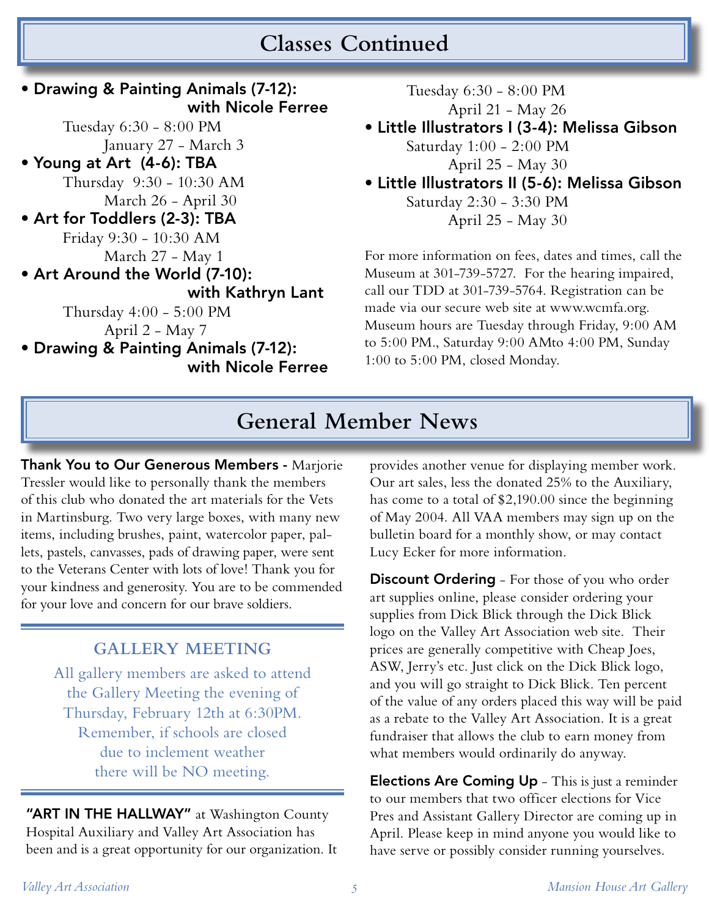## Classes Continued

- **Drawing & Painting Animals (7-12): with Nicole Ferree**
  Tuesday 6:30 - 8:00 PM
  January 27 - March 3
- **Young at Art (4-6): TBA**
  Thursday 9:30 - 10:30 AM
  March 26 - April 30
- **Art for Toddlers (2-3): TBA**
  Friday 9:30 - 10:30 AM
  March 27 - May 1
- **Art Around the World (7-10): with Kathryn Lant**
  Thursday 4:00 - 5:00 PM
  April 2 - May 7
- **Drawing & Painting Animals (7-12): with Nicole Ferree**
  Tuesday 6:30 - 8:00 PM
  April 21 - May 26
- **Little Illustrators I (3-4): Melissa Gibson**
  Saturday 1:00 - 2:00 PM
  April 25 - May 30
- **Little Illustrators II (5-6): Melissa Gibson**
  Saturday 2:30 - 3:30 PM
  April 25 - May 30

For more information on fees, dates and times, call the Museum at 301-739-5727. For the hearing impaired, call our TDD at 301-739-5764. Registration can be made via our secure web site at www.wcmfa.org. Museum hours are Tuesday through Friday, 9:00 AM to 5:00 PM., Saturday 9:00 AMto 4:00 PM, Sunday 1:00 to 5:00 PM, closed Monday.

## General Member News

**Thank You to Our Generous Members -** Marjorie Tressler would like to personally thank the members of this club who donated the art materials for the Vets in Martinsburg. Two very large boxes, with many new items, including brushes, paint, watercolor paper, pallets, pastels, canvasses, pads of drawing paper, were sent to the Veterans Center with lots of love! Thank you for your kindness and generosity. You are to be commended for your love and concern for our brave soldiers.

### GALLERY MEETING

All gallery members are asked to attend the Gallery Meeting the evening of Thursday, February 12th at 6:30PM. Remember, if schools are closed due to inclement weather there will be NO meeting.

**"ART IN THE HALLWAY"** at Washington County Hospital Auxiliary and Valley Art Association has been and is a great opportunity for our organization. It provides another venue for displaying member work. Our art sales, less the donated 25% to the Auxiliary, has come to a total of $2,190.00 since the beginning of May 2004. All VAA members may sign up on the bulletin board for a monthly show, or may contact Lucy Ecker for more information.

**Discount Ordering** - For those of you who order art supplies online, please consider ordering your supplies from Dick Blick through the Dick Blick logo on the Valley Art Association web site. Their prices are generally competitive with Cheap Joes, ASW, Jerry's etc. Just click on the Dick Blick logo, and you will go straight to Dick Blick. Ten percent of the value of any orders placed this way will be paid as a rebate to the Valley Art Association. It is a great fundraiser that allows the club to earn money from what members would ordinarily do anyway.

**Elections Are Coming Up** - This is just a reminder to our members that two officer elections for Vice Pres and Assistant Gallery Director are coming up in April. Please keep in mind anyone you would like to have serve or possibly consider running yourselves.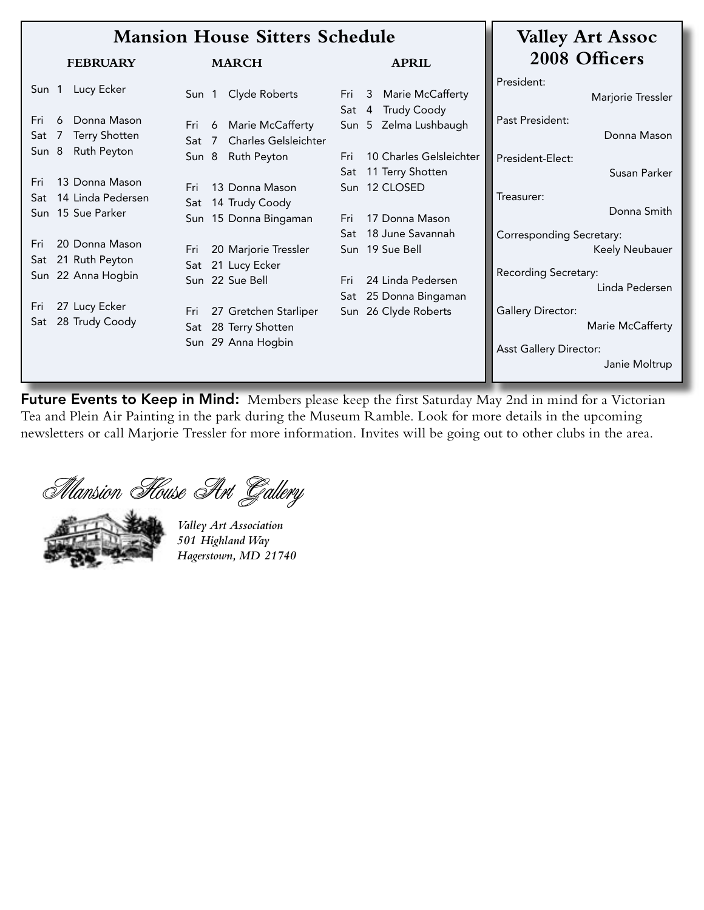## Mansion House Sitters Schedule

**FEBRUARY**

Sun 1 Lucy Ecker

Fri 6 Donna Mason
Sat 7 Terry Shotten
Sun 8 Ruth Peyton

Fri 13 Donna Mason
Sat 14 Linda Pedersen
Sun 15 Sue Parker

Fri 20 Donna Mason
Sat 21 Ruth Peyton
Sun 22 Anna Hogbin

Fri 27 Lucy Ecker
Sat 28 Trudy Coody

**MARCH**

Sun 1 Clyde Roberts

Fri 6 Marie McCafferty
Sat 7 Charles Gelsleichter
Sun 8 Ruth Peyton

Fri 13 Donna Mason
Sat 14 Trudy Coody
Sun 15 Donna Bingaman

Fri 20 Marjorie Tressler
Sat 21 Lucy Ecker
Sun 22 Sue Bell

Fri 27 Gretchen Starliper
Sat 28 Terry Shotten
Sun 29 Anna Hogbin

**APRIL**

Fri 3 Marie McCafferty
Sat 4 Trudy Coody
Sun 5 Zelma Lushbaugh

Fri 10 Charles Gelsleichter
Sat 11 Terry Shotten
Sun 12 CLOSED

Fri 17 Donna Mason
Sat 18 June Savannah
Sun 19 Sue Bell

Fri 24 Linda Pedersen
Sat 25 Donna Bingaman
Sun 26 Clyde Roberts

## Valley Art Assoc 2008 Officers

President:
Marjorie Tressler

Past President:
Donna Mason

President-Elect:
Susan Parker

Treasurer:
Donna Smith

Corresponding Secretary:
Keely Neubauer

Recording Secretary:
Linda Pedersen

Gallery Director:
Marie McCafferty

Asst Gallery Director:
Janie Moltrup

**Future Events to Keep in Mind:** Members please keep the first Saturday May 2nd in mind for a Victorian Tea and Plein Air Painting in the park during the Museum Ramble. Look for more details in the upcoming newsletters or call Marjorie Tressler for more information. Invites will be going out to other clubs in the area.

*Mansion House Art Gallery*

*Valley Art Association*
*501 Highland Way*
*Hagerstown, MD 21740*